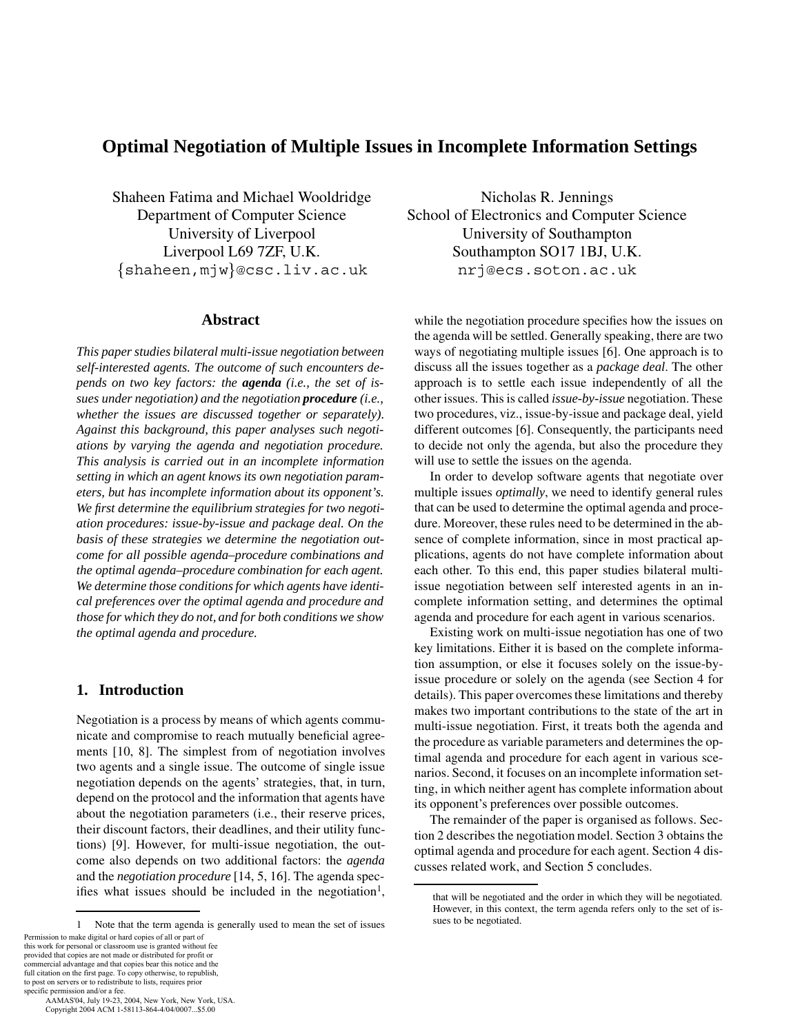# Optimal Negotiation of Multiple Issues in Incomplete Information Settings

Shaheen Fatima and Michael Wooldridge
Department of Computer Science
University of Liverpool
Liverpool L69 7ZF, U.K.
{shaheen,mjw}@csc.liv.ac.uk

Nicholas R. Jennings
School of Electronics and Computer Science
University of Southampton
Southampton SO17 1BJ, U.K.
nrj@ecs.soton.ac.uk

## Abstract

*This paper studies bilateral multi-issue negotiation between self-interested agents. The outcome of such encounters depends on two key factors: the* ***agenda*** *(i.e., the set of issues under negotiation) and the negotiation* ***procedure*** *(i.e., whether the issues are discussed together or separately). Against this background, this paper analyses such negotiations by varying the agenda and negotiation procedure. This analysis is carried out in an incomplete information setting in which an agent knows its own negotiation parameters, but has incomplete information about its opponent's. We first determine the equilibrium strategies for two negotiation procedures: issue-by-issue and package deal. On the basis of these strategies we determine the negotiation outcome for all possible agenda–procedure combinations and the optimal agenda–procedure combination for each agent. We determine those conditions for which agents have identical preferences over the optimal agenda and procedure and those for which they do not, and for both conditions we show the optimal agenda and procedure.*

## 1. Introduction

Negotiation is a process by means of which agents communicate and compromise to reach mutually beneficial agreements [10, 8]. The simplest from of negotiation involves two agents and a single issue. The outcome of single issue negotiation depends on the agents' strategies, that, in turn, depend on the protocol and the information that agents have about the negotiation parameters (i.e., their reserve prices, their discount factors, their deadlines, and their utility functions) [9]. However, for multi-issue negotiation, the outcome also depends on two additional factors: the *agenda* and the *negotiation procedure* [14, 5, 16]. The agenda specifies what issues should be included in the negotiation[1], while the negotiation procedure specifies how the issues on the agenda will be settled. Generally speaking, there are two ways of negotiating multiple issues [6]. One approach is to discuss all the issues together as a *package deal*. The other approach is to settle each issue independently of all the other issues. This is called *issue-by-issue* negotiation. These two procedures, viz., issue-by-issue and package deal, yield different outcomes [6]. Consequently, the participants need to decide not only the agenda, but also the procedure they will use to settle the issues on the agenda.

In order to develop software agents that negotiate over multiple issues *optimally*, we need to identify general rules that can be used to determine the optimal agenda and procedure. Moreover, these rules need to be determined in the absence of complete information, since in most practical applications, agents do not have complete information about each other. To this end, this paper studies bilateral multi-issue negotiation between self interested agents in an incomplete information setting, and determines the optimal agenda and procedure for each agent in various scenarios.

Existing work on multi-issue negotiation has one of two key limitations. Either it is based on the complete information assumption, or else it focuses solely on the issue-by-issue procedure or solely on the agenda (see Section 4 for details). This paper overcomes these limitations and thereby makes two important contributions to the state of the art in multi-issue negotiation. First, it treats both the agenda and the procedure as variable parameters and determines the optimal agenda and procedure for each agent in various scenarios. Second, it focuses on an incomplete information setting, in which neither agent has complete information about its opponent's preferences over possible outcomes.

The remainder of the paper is organised as follows. Section 2 describes the negotiation model. Section 3 obtains the optimal agenda and procedure for each agent. Section 4 discusses related work, and Section 5 concludes.

[1] Note that the term agenda is generally used to mean the set of issues that will be negotiated and the order in which they will be negotiated. However, in this context, the term agenda refers only to the set of issues to be negotiated.

Permission to make digital or hard copies of all or part of this work for personal or classroom use is granted without fee provided that copies are not made or distributed for profit or commercial advantage and that copies bear this notice and the full citation on the first page. To copy otherwise, to republish, to post on servers or to redistribute to lists, requires prior specific permission and/or a fee.
AAMAS'04, July 19-23, 2004, New York, New York, USA.
Copyright 2004 ACM 1-58113-864-4/04/0007...$5.00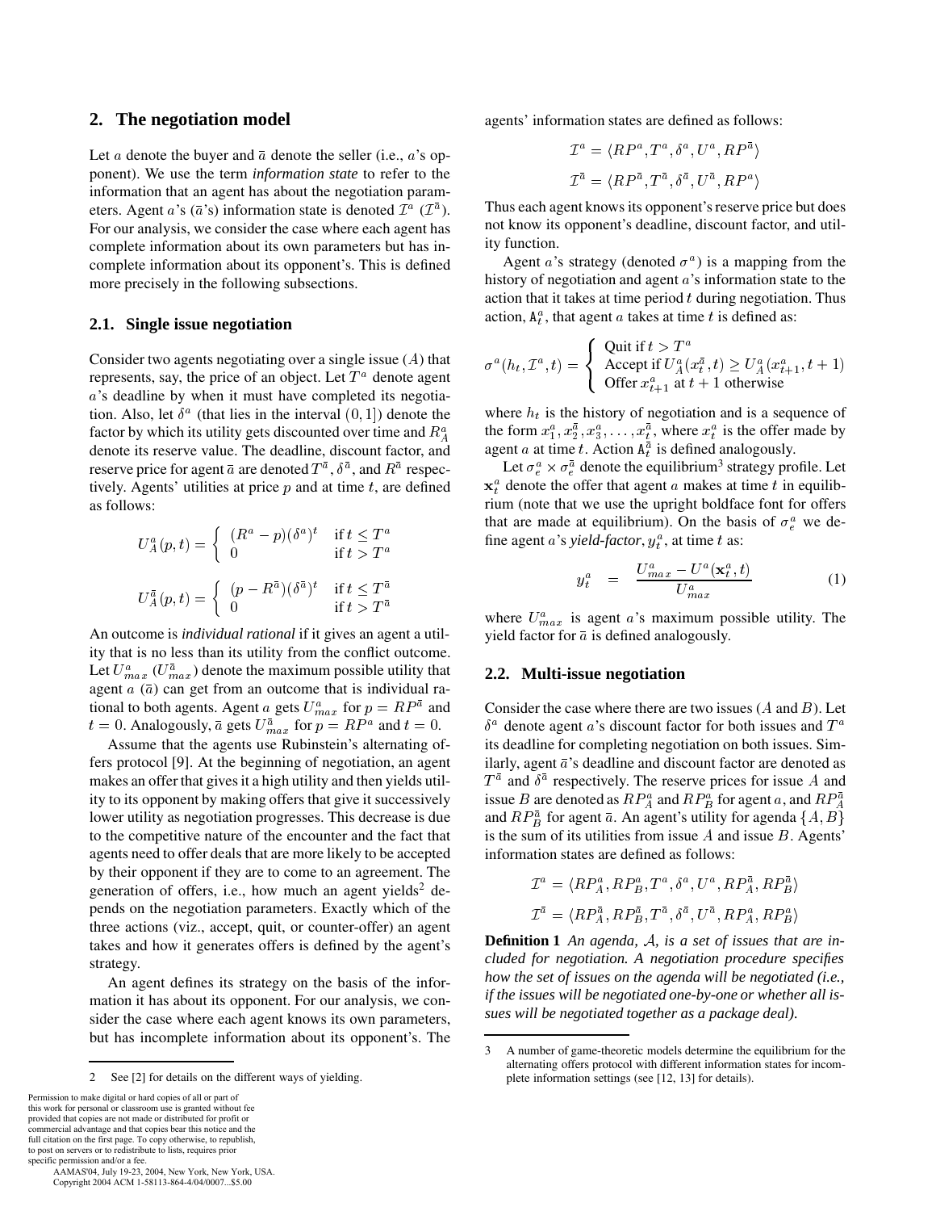## 2. The negotiation model

Let $a$ denote the buyer and $\bar{a}$ denote the seller (i.e., $a$'s opponent). We use the term *information state* to refer to the information that an agent has about the negotiation parameters. Agent $a$'s ($\bar{a}$'s) information state is denoted $\mathcal{I}^a$ ($\mathcal{I}^{\bar{a}}$). For our analysis, we consider the case where each agent has complete information about its own parameters but has incomplete information about its opponent's. This is defined more precisely in the following subsections.

### 2.1. Single issue negotiation

Consider two agents negotiating over a single issue ($A$) that represents, say, the price of an object. Let $T^a$ denote agent $a$'s deadline by when it must have completed its negotiation. Also, let $\delta^a$ (that lies in the interval $(0, 1]$) denote the factor by which its utility gets discounted over time and $R^a_A$ denote its reserve value. The deadline, discount factor, and reserve price for agent $\bar{a}$ are denoted $T^{\bar{a}}$, $\delta^{\bar{a}}$, and $R^{\bar{a}}$ respectively. Agents' utilities at price $p$ and at time $t$, are defined as follows:

$$U^a_A(p,t) = \begin{cases} (R^a - p)(\delta^a)^t & \text{if } t \le T^a \\ 0 & \text{if } t > T^a \end{cases}$$

$$U^{\bar{a}}_A(p,t) = \begin{cases} (p - R^{\bar{a}})(\delta^{\bar{a}})^t & \text{if } t \le T^{\bar{a}} \\ 0 & \text{if } t > T^{\bar{a}} \end{cases}$$

An outcome is *individual rational* if it gives an agent a utility that is no less than its utility from the conflict outcome. Let $U^a_{max}$ ($U^{\bar{a}}_{max}$) denote the maximum possible utility that agent $a$ ($\bar{a}$) can get from an outcome that is individual rational to both agents. Agent $a$ gets $U^a_{max}$ for $p = RP^{\bar{a}}$ and $t = 0$. Analogously, $\bar{a}$ gets $U^{\bar{a}}_{max}$ for $p = RP^a$ and $t = 0$.

Assume that the agents use Rubinstein's alternating offers protocol [9]. At the beginning of negotiation, an agent makes an offer that gives it a high utility and then yields utility to its opponent by making offers that give it successively lower utility as negotiation progresses. This decrease is due to the competitive nature of the encounter and the fact that agents need to offer deals that are more likely to be accepted by their opponent if they are to come to an agreement. The generation of offers, i.e., how much an agent yields[2] depends on the negotiation parameters. Exactly which of the three actions (viz., accept, quit, or counter-offer) an agent takes and how it generates offers is defined by the agent's strategy.

An agent defines its strategy on the basis of the information it has about its opponent. For our analysis, we consider the case where each agent knows its own parameters, but has incomplete information about its opponent's. The agents' information states are defined as follows:

$$\mathcal{I}^a = \langle RP^a, T^a, \delta^a, U^a, RP^{\bar{a}} \rangle$$

$$\mathcal{I}^{\bar{a}} = \langle RP^{\bar{a}}, T^{\bar{a}}, \delta^{\bar{a}}, U^{\bar{a}}, RP^a \rangle$$

Thus each agent knows its opponent's reserve price but does not know its opponent's deadline, discount factor, and utility function.

Agent $a$'s strategy (denoted $\sigma^a$) is a mapping from the history of negotiation and agent $a$'s information state to the action that it takes at time period $t$ during negotiation. Thus action, $\mathtt{A}^a_t$, that agent $a$ takes at time $t$ is defined as:

$$\sigma^a(h_t, \mathcal{I}^a, t) = \begin{cases} \text{Quit if } t > T^a \\ \text{Accept if } U^a_A(x^{\bar{a}}_t, t) \ge U^a_A(x^a_{t+1}, t+1) \\ \text{Offer } x^a_{t+1} \text{ at } t+1 \text{ otherwise} \end{cases}$$

where $h_t$ is the history of negotiation and is a sequence of the form $x^a_1, x^{\bar{a}}_2, x^a_3, \ldots, x^{\bar{a}}_t$, where $x^a_t$ is the offer made by agent $a$ at time $t$. Action $\mathtt{A}^{\bar{a}}_t$ is defined analogously.

Let $\sigma^a_e \times \sigma^{\bar{a}}_e$ denote the equilibrium[3] strategy profile. Let $\mathbf{x}^a_t$ denote the offer that agent $a$ makes at time $t$ in equilibrium (note that we use the upright boldface font for offers that are made at equilibrium). On the basis of $\sigma^a_e$ we define agent $a$'s *yield-factor*, $y^a_t$, at time $t$ as:

$$y^a_t \quad = \quad \frac{U^a_{max} - U^a(\mathbf{x}^a_t, t)}{U^a_{max}} \tag{1}$$

where $U^a_{max}$ is agent $a$'s maximum possible utility. The yield factor for $\bar{a}$ is defined analogously.

### 2.2. Multi-issue negotiation

Consider the case where there are two issues ($A$ and $B$). Let $\delta^a$ denote agent $a$'s discount factor for both issues and $T^a$ its deadline for completing negotiation on both issues. Similarly, agent $\bar{a}$'s deadline and discount factor are denoted as $T^{\bar{a}}$ and $\delta^{\bar{a}}$ respectively. The reserve prices for issue $A$ and issue $B$ are denoted as $RP^a_A$ and $RP^a_B$ for agent $a$, and $RP^{\bar{a}}_A$ and $RP^{\bar{a}}_B$ for agent $\bar{a}$. An agent's utility for agenda $\{A, B\}$ is the sum of its utilities from issue $A$ and issue $B$. Agents' information states are defined as follows:

$$\mathcal{I}^a = \langle RP^a_A, RP^a_B, T^a, \delta^a, U^a, RP^{\bar{a}}_A, RP^{\bar{a}}_B \rangle$$

$$\mathcal{I}^{\bar{a}} = \langle RP^{\bar{a}}_A, RP^{\bar{a}}_B, T^{\bar{a}}, \delta^{\bar{a}}, U^{\bar{a}}, RP^a_A, RP^a_B \rangle$$

**Definition 1** *An agenda, $\mathcal{A}$, is a set of issues that are included for negotiation. A negotiation procedure specifies how the set of issues on the agenda will be negotiated (i.e., if the issues will be negotiated one-by-one or whether all issues will be negotiated together as a package deal).*

---

[2] See [2] for details on the different ways of yielding.

[3] A number of game-theoretic models determine the equilibrium for the alternating offers protocol with different information states for incomplete information settings (see [12, 13] for details).

Permission to make digital or hard copies of all or part of this work for personal or classroom use is granted without fee provided that copies are not made or distributed for profit or commercial advantage and that copies bear this notice and the full citation on the first page. To copy otherwise, to republish, to post on servers or to redistribute to lists, requires prior specific permission and/or a fee.
AAMAS'04, July 19-23, 2004, New York, New York, USA.
Copyright 2004 ACM 1-58113-864-4/04/0007...$5.00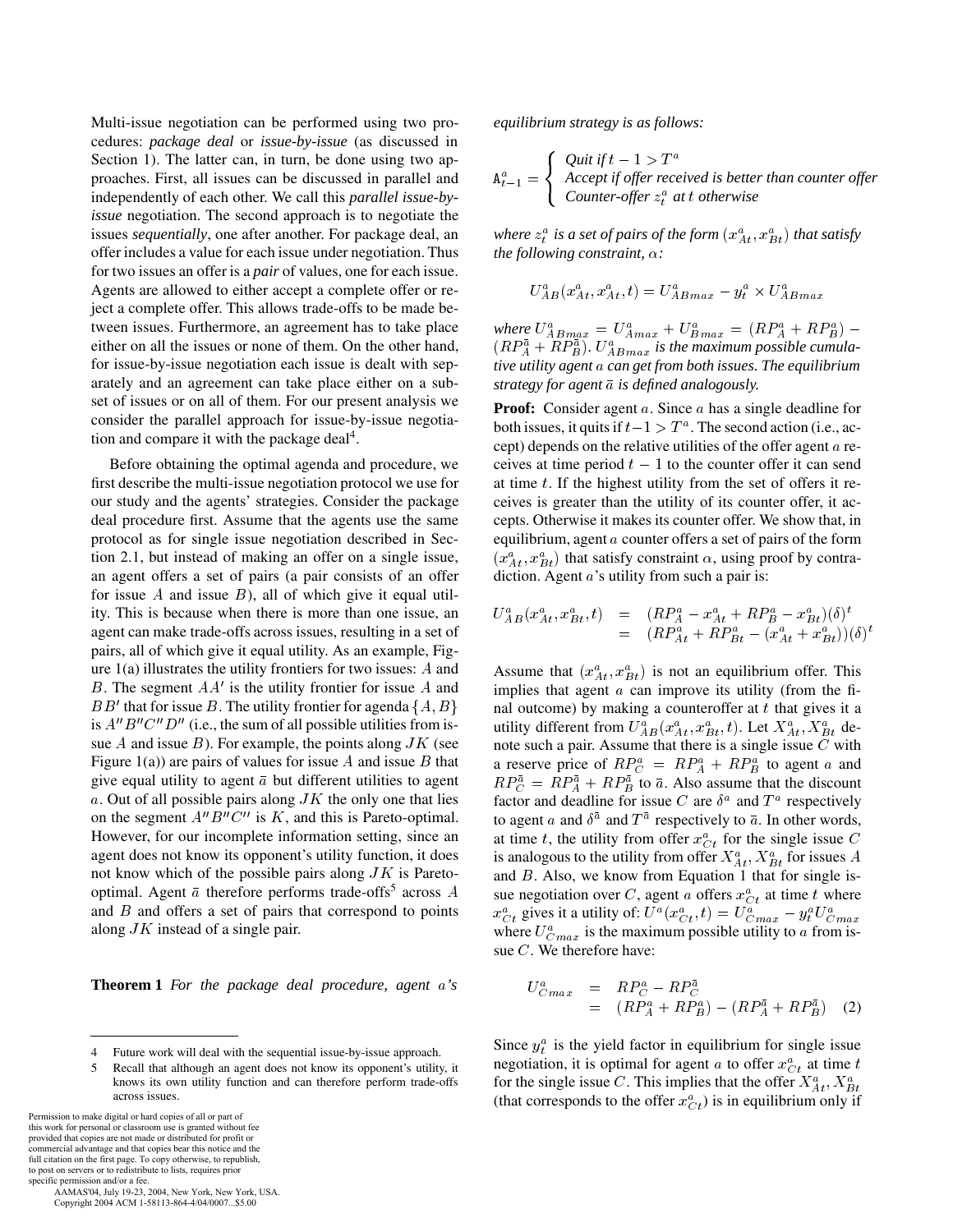Multi-issue negotiation can be performed using two procedures: *package deal* or *issue-by-issue* (as discussed in Section 1). The latter can, in turn, be done using two approaches. First, all issues can be discussed in parallel and independently of each other. We call this *parallel issue-by-issue* negotiation. The second approach is to negotiate the issues *sequentially*, one after another. For package deal, an offer includes a value for each issue under negotiation. Thus for two issues an offer is a *pair* of values, one for each issue. Agents are allowed to either accept a complete offer or reject a complete offer. This allows trade-offs to be made between issues. Furthermore, an agreement has to take place either on all the issues or none of them. On the other hand, for issue-by-issue negotiation each issue is dealt with separately and an agreement can take place either on a subset of issues or on all of them. For our present analysis we consider the parallel approach for issue-by-issue negotiation and compare it with the package deal[4].

Before obtaining the optimal agenda and procedure, we first describe the multi-issue negotiation protocol we use for our study and the agents' strategies. Consider the package deal procedure first. Assume that the agents use the same protocol as for single issue negotiation described in Section 2.1, but instead of making an offer on a single issue, an agent offers a set of pairs (a pair consists of an offer for issue $A$ and issue $B$), all of which give it equal utility. This is because when there is more than one issue, an agent can make trade-offs across issues, resulting in a set of pairs, all of which give it equal utility. As an example, Figure 1(a) illustrates the utility frontiers for two issues: $A$ and $B$. The segment $AA'$ is the utility frontier for issue $A$ and $BB'$ that for issue $B$. The utility frontier for agenda $\{A, B\}$ is $A''B''C''D''$ (i.e., the sum of all possible utilities from issue $A$ and issue $B$). For example, the points along $JK$ (see Figure 1(a)) are pairs of values for issue $A$ and issue $B$ that give equal utility to agent $\bar{a}$ but different utilities to agent $a$. Out of all possible pairs along $JK$ the only one that lies on the segment $A''B''C''$ is $K$, and this is Pareto-optimal. However, for our incomplete information setting, since an agent does not know its opponent's utility function, it does not know which of the possible pairs along $JK$ is Pareto-optimal. Agent $\bar{a}$ therefore performs trade-offs[5] across $A$ and $B$ and offers a set of pairs that correspond to points along $JK$ instead of a single pair.

**Theorem 1** *For the package deal procedure, agent $a$'s equilibrium strategy is as follows:*

$$
\mathtt{A}^a_{t-1} = \begin{cases} \textit{Quit if } t-1 > T^a \\ \textit{Accept if offer received is better than counter offer} \\ \textit{Counter-offer } z^a_t \textit{ at } t \textit{ otherwise} \end{cases}
$$

*where $z^a_t$ is a set of pairs of the form $(x^a_{At}, x^a_{Bt})$ that satisfy the following constraint, $\alpha$:*

$$
U^a_{AB}(x^a_{At}, x^a_{At}, t) = U^a_{ABmax} - y^a_t \times U^a_{ABmax}
$$

*where $U^a_{ABmax} = U^a_{Amax} + U^a_{Bmax} = (RP^a_A + RP^a_B) - (RP^{\bar{a}}_A + RP^{\bar{a}}_B)$. $U^a_{ABmax}$ is the maximum possible cumulative utility agent $a$ can get from both issues. The equilibrium strategy for agent $\bar{a}$ is defined analogously.*

**Proof:** Consider agent $a$. Since $a$ has a single deadline for both issues, it quits if $t-1 > T^a$. The second action (i.e., accept) depends on the relative utilities of the offer agent $a$ receives at time period $t-1$ to the counter offer it can send at time $t$. If the highest utility from the set of offers it receives is greater than the utility of its counter offer, it accepts. Otherwise it makes its counter offer. We show that, in equilibrium, agent $a$ counter offers a set of pairs of the form $(x^a_{At}, x^a_{Bt})$ that satisfy constraint $\alpha$, using proof by contradiction. Agent $a$'s utility from such a pair is:

$$
\begin{aligned}
U^a_{AB}(x^a_{At}, x^a_{Bt}, t) &= (RP^a_A - x^a_{At} + RP^a_B - x^a_{Bt})(\delta)^t \\
&= (RP^a_{At} + RP^a_{Bt} - (x^a_{At} + x^a_{Bt}))(\delta)^t
\end{aligned}
$$

Assume that $(x^a_{At}, x^a_{Bt})$ is not an equilibrium offer. This implies that agent $a$ can improve its utility (from the final outcome) by making a counteroffer at $t$ that gives it a utility different from $U^a_{AB}(x^a_{At}, x^a_{Bt}, t)$. Let $X^a_{At}, X^a_{Bt}$ denote such a pair. Assume that there is a single issue $C$ with a reserve price of $RP^a_C = RP^a_A + RP^a_B$ to agent $a$ and $RP^{\bar{a}}_C = RP^{\bar{a}}_A + RP^{\bar{a}}_B$ to $\bar{a}$. Also assume that the discount factor and deadline for issue $C$ are $\delta^a$ and $T^a$ respectively to agent $a$ and $\delta^{\bar{a}}$ and $T^{\bar{a}}$ respectively to $\bar{a}$. In other words, at time $t$, the utility from offer $x^a_{Ct}$ for the single issue $C$ is analogous to the utility from offer $X^a_{At}, X^a_{Bt}$ for issues $A$ and $B$. Also, we know from Equation 1 that for single issue negotiation over $C$, agent $a$ offers $x^a_{Ct}$ at time $t$ where $x^a_{Ct}$ gives it a utility of: $U^a(x^a_{Ct}, t) = U^a_{Cmax} - y^a_t U^a_{Cmax}$ where $U^a_{Cmax}$ is the maximum possible utility to $a$ from issue $C$. We therefore have:

$$
\begin{aligned}
U^a_{Cmax} &= RP^a_C - RP^{\bar{a}}_C \\
&= (RP^a_A + RP^a_B) - (RP^{\bar{a}}_A + RP^{\bar{a}}_B) \quad (2)
\end{aligned}
$$

Since $y^a_t$ is the yield factor in equilibrium for single issue negotiation, it is optimal for agent $a$ to offer $x^a_{Ct}$ at time $t$ for the single issue $C$. This implies that the offer $X^a_{At}, X^a_{Bt}$ (that corresponds to the offer $x^a_{Ct}$) is in equilibrium only if

---

4 Future work will deal with the sequential issue-by-issue approach.

5 Recall that although an agent does not know its opponent's utility, it knows its own utility function and can therefore perform trade-offs across issues.

Permission to make digital or hard copies of all or part of this work for personal or classroom use is granted without fee provided that copies are not made or distributed for profit or commercial advantage and that copies bear this notice and the full citation on the first page. To copy otherwise, to republish, to post on servers or to redistribute to lists, requires prior specific permission and/or a fee.
AAMAS'04, July 19-23, 2004, New York, New York, USA.
Copyright 2004 ACM 1-58113-864-4/04/0007...$5.00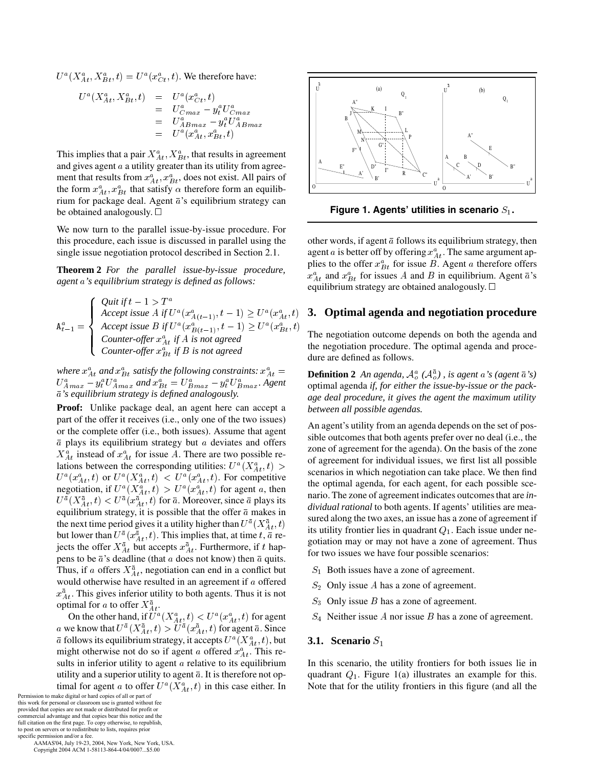$U^a(X^a_{At}, X^a_{Bt}, t) = U^a(x^a_{Ct}, t)$. We therefore have:

$$
\begin{aligned}
U^a(X^a_{At}, X^a_{Bt}, t) &= U^a(x^a_{Ct}, t) \\
&= U^a_{Cmax} - y^a_t U^a_{Cmax} \\
&= U^a_{ABmax} - y^a_t U^a_{ABmax} \\
&= U^a(x^a_{At}, x^a_{Bt}, t)
\end{aligned}
$$

This implies that a pair $X^a_{At}, X^a_{Bt}$, that results in agreement and gives agent $a$ a utility greater than its utility from agreement that results from $x^a_{At}, x^a_{Bt}$, does not exist. All pairs of the form $x^a_{At}, x^a_{Bt}$ that satisfy $\alpha$ therefore form an equilibrium for package deal. Agent $\bar{a}$'s equilibrium strategy can be obtained analogously. □

We now turn to the parallel issue-by-issue procedure. For this procedure, each issue is discussed in parallel using the single issue negotiation protocol described in Section 2.1.

**Theorem 2** *For the parallel issue-by-issue procedure, agent $a$'s equilibrium strategy is defined as follows:*

$$
\mathtt{A}^a_{t-1} = \begin{cases}
\text{Quit if } t-1 > T^a \\
\text{Accept issue } A \text{ if } U^a(x^{\bar{a}}_{A(t-1)}, t-1) \geq U^a(x^a_{At}, t) \\
\text{Accept issue } B \text{ if } U^a(x^{\bar{a}}_{B(t-1)}, t-1) \geq U^a(x^a_{Bt}, t) \\
\text{Counter-offer } x^a_{At} \text{ if } A \text{ is not agreed} \\
\text{Counter-offer } x^a_{Bt} \text{ if } B \text{ is not agreed}
\end{cases}
$$

*where $x^a_{At}$ and $x^a_{Bt}$ satisfy the following constraints: $x^a_{At} = U^a_{Amax} - y^a_t U^a_{Amax}$ and $x^a_{Bt} = U^a_{Bmax} - y^a_t U^a_{Bmax}$. Agent $\bar{a}$'s equilibrium strategy is defined analogously.*

**Proof:** Unlike package deal, an agent here can accept a part of the offer it receives (i.e., only one of the two issues) or the complete offer (i.e., both issues). Assume that agent $\bar{a}$ plays its equilibrium strategy but $a$ deviates and offers $X^a_{At}$ instead of $x^a_{At}$ for issue $A$. There are two possible relations between the corresponding utilities: $U^a(X^a_{At}, t) > U^a(x^a_{At}, t)$ or $U^a(X^a_{At}, t) < U^a(x^a_{At}, t)$. For competitive negotiation, if $U^a(X^a_{At}, t) > U^a(x^a_{At}, t)$ for agent $a$, then $U^{\bar{a}}(X^{\bar{a}}_{At}, t) < U^{\bar{a}}(x^{\bar{a}}_{At}, t)$ for $\bar{a}$. Moreover, since $\bar{a}$ plays its equilibrium strategy, it is possible that the offer $\bar{a}$ makes in the next time period gives it a utility higher than $U^{\bar{a}}(X^{\bar{a}}_{At}, t)$ but lower than $U^{\bar{a}}(x^{\bar{a}}_{At}, t)$. This implies that, at time $t$, $\bar{a}$ rejects the offer $X^{\bar{a}}_{At}$ but accepts $x^{\bar{a}}_{At}$. Furthermore, if $t$ happens to be $\bar{a}$'s deadline (that $a$ does not know) then $\bar{a}$ quits. Thus, if $a$ offers $X^{\bar{a}}_{At}$, negotiation can end in a conflict but would otherwise have resulted in an agreement if $a$ offered $x^{\bar{a}}_{At}$. This gives inferior utility to both agents. Thus it is not optimal for $a$ to offer $X^{\bar{a}}_{At}$.

On the other hand, if $U^a(X^a_{At}, t) < U^a(x^a_{At}, t)$ for agent $a$ we know that $U^{\bar{a}}(X^{\bar{a}}_{At}, t) > U^{\bar{a}}(x^{\bar{a}}_{At}, t)$ for agent $\bar{a}$. Since $\bar{a}$ follows its equilibrium strategy, it accepts $U^a(X^a_{At}, t)$, but might otherwise not do so if agent $a$ offered $x^a_{At}$. This results in inferior utility to agent $a$ relative to its equilibrium utility and a superior utility to agent $\bar{a}$. It is therefore not optimal for agent $a$ to offer $U^a(X^a_{At}, t)$ in this case either. In other words, if agent $\bar{a}$ follows its equilibrium strategy, then agent $a$ is better off by offering $x^a_{At}$. The same argument applies to the offer $x^a_{Bt}$ for issue $B$. Agent $a$ therefore offers $x^a_{At}$ and $x^a_{Bt}$ for issues $A$ and $B$ in equilibrium. Agent $\bar{a}$'s equilibrium strategy are obtained analogously. □

**Figure 1. Agents' utilities in scenario $S_1$.**

## 3. Optimal agenda and negotiation procedure

The negotiation outcome depends on both the agenda and the negotiation procedure. The optimal agenda and procedure are defined as follows.

**Definition 2** *An agenda, $\mathcal{A}^a_o$ ($\mathcal{A}^{\bar{a}}_o$), is agent $a$'s (agent $\bar{a}$'s)* optimal agenda *if, for either the issue-by-issue or the package deal procedure, it gives the agent the maximum utility between all possible agendas.*

An agent's utility from an agenda depends on the set of possible outcomes that both agents prefer over no deal (i.e., the zone of agreement for the agenda). On the basis of the zone of agreement for individual issues, we first list all possible scenarios in which negotiation can take place. We then find the optimal agenda, for each agent, for each possible scenario. The zone of agreement indicates outcomes that are *individual rational* to both agents. If agents' utilities are measured along the two axes, an issue has a zone of agreement if its utility frontier lies in quadrant $Q_1$. Each issue under negotiation may or may not have a zone of agreement. Thus for two issues we have four possible scenarios:

- $S_1$ Both issues have a zone of agreement.
- $S_2$ Only issue $A$ has a zone of agreement.
- $S_3$ Only issue $B$ has a zone of agreement.
- $S_4$ Neither issue $A$ nor issue $B$ has a zone of agreement.

### 3.1. Scenario $S_1$

In this scenario, the utility frontiers for both issues lie in quadrant $Q_1$. Figure 1(a) illustrates an example for this. Note that for the utility frontiers in this figure (and all the

Permission to make digital or hard copies of all or part of this work for personal or classroom use is granted without fee provided that copies are not made or distributed for profit or commercial advantage and that copies bear this notice and the full citation on the first page. To copy otherwise, to republish, to post on servers or to redistribute to lists, requires prior specific permission and/or a fee.
AAMAS'04, July 19-23, 2004, New York, New York, USA.
Copyright 2004 ACM 1-58113-864-4/04/0007...$5.00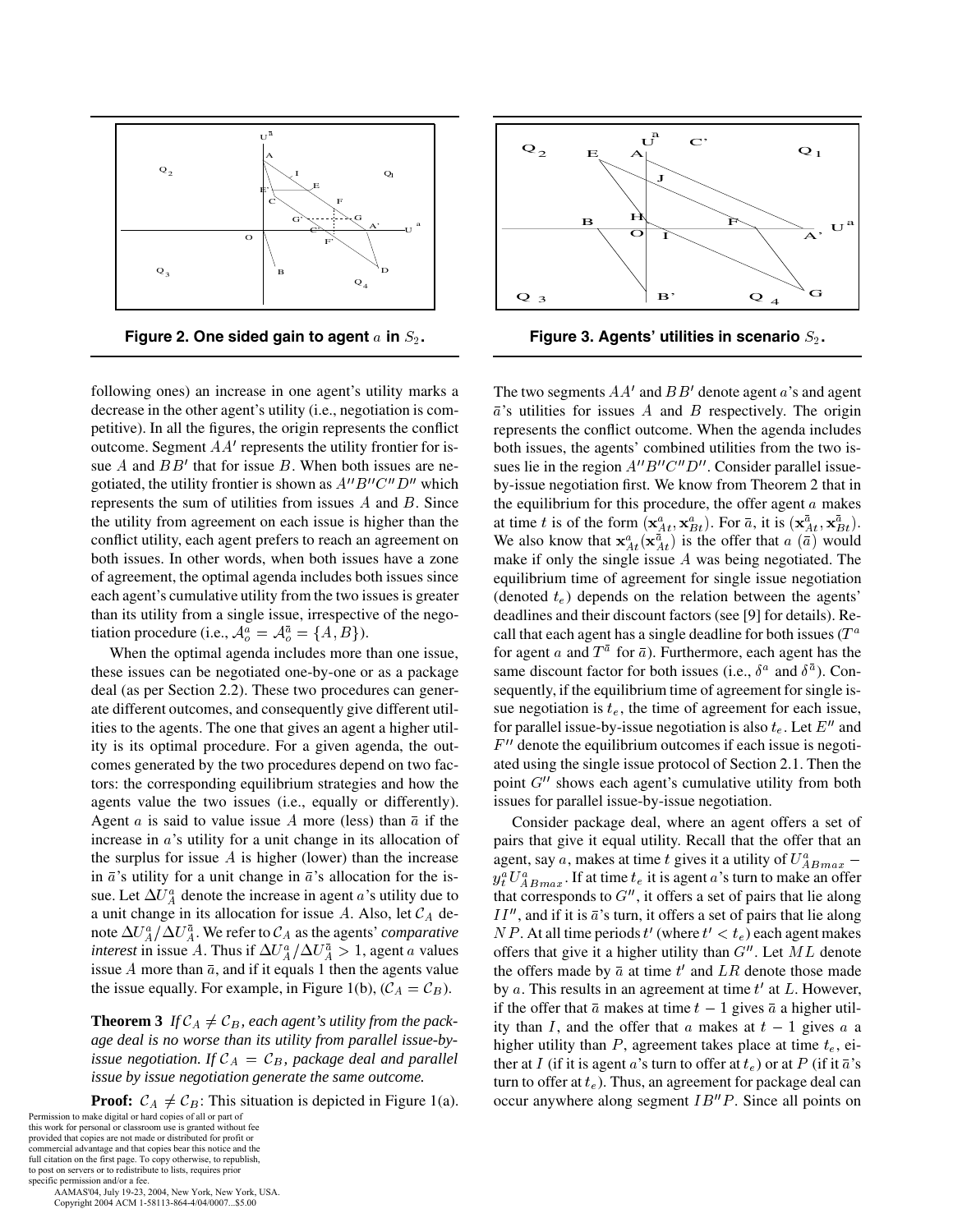Figure 2. One sided gain to agent $a$ in $S_2$.

Figure 3. Agents' utilities in scenario $S_2$.

following ones) an increase in one agent's utility marks a decrease in the other agent's utility (i.e., negotiation is competitive). In all the figures, the origin represents the conflict outcome. Segment $AA'$ represents the utility frontier for issue $A$ and $BB'$ that for issue $B$. When both issues are negotiated, the utility frontier is shown as $A''B''C''D''$ which represents the sum of utilities from issues $A$ and $B$. Since the utility from agreement on each issue is higher than the conflict utility, each agent prefers to reach an agreement on both issues. In other words, when both issues have a zone of agreement, the optimal agenda includes both issues since each agent's cumulative utility from the two issues is greater than its utility from a single issue, irrespective of the negotiation procedure (i.e., $\mathcal{A}_o^a = \mathcal{A}_o^{\bar{a}} = \{A, B\}$).

When the optimal agenda includes more than one issue, these issues can be negotiated one-by-one or as a package deal (as per Section 2.2). These two procedures can generate different outcomes, and consequently give different utilities to the agents. The one that gives an agent a higher utility is its optimal procedure. For a given agenda, the outcomes generated by the two procedures depend on two factors: the corresponding equilibrium strategies and how the agents value the two issues (i.e., equally or differently). Agent $a$ is said to value issue $A$ more (less) than $\bar{a}$ if the increase in $a$'s utility for a unit change in its allocation of the surplus for issue $A$ is higher (lower) than the increase in $\bar{a}$'s utility for a unit change in $\bar{a}$'s allocation for the issue. Let $\Delta U_A^a$ denote the increase in agent $a$'s utility due to a unit change in its allocation for issue $A$. Also, let $\mathcal{C}_A$ denote $\Delta U_A^a / \Delta U_A^{\bar{a}}$. We refer to $\mathcal{C}_A$ as the agents' *comparative interest* in issue $A$. Thus if $\Delta U_A^a / \Delta U_A^{\bar{a}} > 1$, agent $a$ values issue $A$ more than $\bar{a}$, and if it equals 1 then the agents value the issue equally. For example, in Figure 1(b), ($\mathcal{C}_A = \mathcal{C}_B$).

**Theorem 3** *If $\mathcal{C}_A \neq \mathcal{C}_B$, each agent's utility from the package deal is no worse than its utility from parallel issue-by-issue negotiation. If $\mathcal{C}_A = \mathcal{C}_B$, package deal and parallel issue by issue negotiation generate the same outcome.*

**Proof:** $\mathcal{C}_A \neq \mathcal{C}_B$: This situation is depicted in Figure 1(a). The two segments $AA'$ and $BB'$ denote agent $a$'s and agent $\bar{a}$'s utilities for issues $A$ and $B$ respectively. The origin represents the conflict outcome. When the agenda includes both issues, the agents' combined utilities from the two issues lie in the region $A''B''C''D''$. Consider parallel issue-by-issue negotiation first. We know from Theorem 2 that in the equilibrium for this procedure, the offer agent $a$ makes at time $t$ is of the form $(\mathbf{x}_{At}^a, \mathbf{x}_{Bt}^a)$. For $\bar{a}$, it is $(\mathbf{x}_{At}^{\bar{a}}, \mathbf{x}_{Bt}^{\bar{a}})$. We also know that $\mathbf{x}_{At}^a(\mathbf{x}_{At}^{\bar{a}})$ is the offer that $a$ ($\bar{a}$) would make if only the single issue $A$ was being negotiated. The equilibrium time of agreement for single issue negotiation (denoted $t_e$) depends on the relation between the agents' deadlines and their discount factors (see [9] for details). Recall that each agent has a single deadline for both issues ($T^a$ for agent $a$ and $T^{\bar{a}}$ for $\bar{a}$). Furthermore, each agent has the same discount factor for both issues (i.e., $\delta^a$ and $\delta^{\bar{a}}$). Consequently, if the equilibrium time of agreement for single issue negotiation is $t_e$, the time of agreement for each issue, for parallel issue-by-issue negotiation is also $t_e$. Let $E''$ and $F''$ denote the equilibrium outcomes if each issue is negotiated using the single issue protocol of Section 2.1. Then the point $G''$ shows each agent's cumulative utility from both issues for parallel issue-by-issue negotiation.

Consider package deal, where an agent offers a set of pairs that give it equal utility. Recall that the offer that an agent, say $a$, makes at time $t$ gives it a utility of $U_{ABmax}^a - y_t^a U_{ABmax}^a$. If at time $t_e$ it is agent $a$'s turn to make an offer that corresponds to $G''$, it offers a set of pairs that lie along $II''$, and if it is $\bar{a}$'s turn, it offers a set of pairs that lie along $NP$. At all time periods $t'$ (where $t' < t_e$) each agent makes offers that give it a higher utility than $G''$. Let $ML$ denote the offers made by $\bar{a}$ at time $t'$ and $LR$ denote those made by $a$. This results in an agreement at time $t'$ at $L$. However, if the offer that $\bar{a}$ makes at time $t-1$ gives $\bar{a}$ a higher utility than $I$, and the offer that $a$ makes at $t-1$ gives $a$ a higher utility than $P$, agreement takes place at time $t_e$, either at $I$ (if it is agent $a$'s turn to offer at $t_e$) or at $P$ (if it $\bar{a}$'s turn to offer at $t_e$). Thus, an agreement for package deal can occur anywhere along segment $IB''P$. Since all points on

Permission to make digital or hard copies of all or part of this work for personal or classroom use is granted without fee provided that copies are not made or distributed for profit or commercial advantage and that copies bear this notice and the full citation on the first page. To copy otherwise, to republish, to post on servers or to redistribute to lists, requires prior specific permission and/or a fee.
AAMAS'04, July 19-23, 2004, New York, New York, USA.
Copyright 2004 ACM 1-58113-864-4/04/0007...$5.00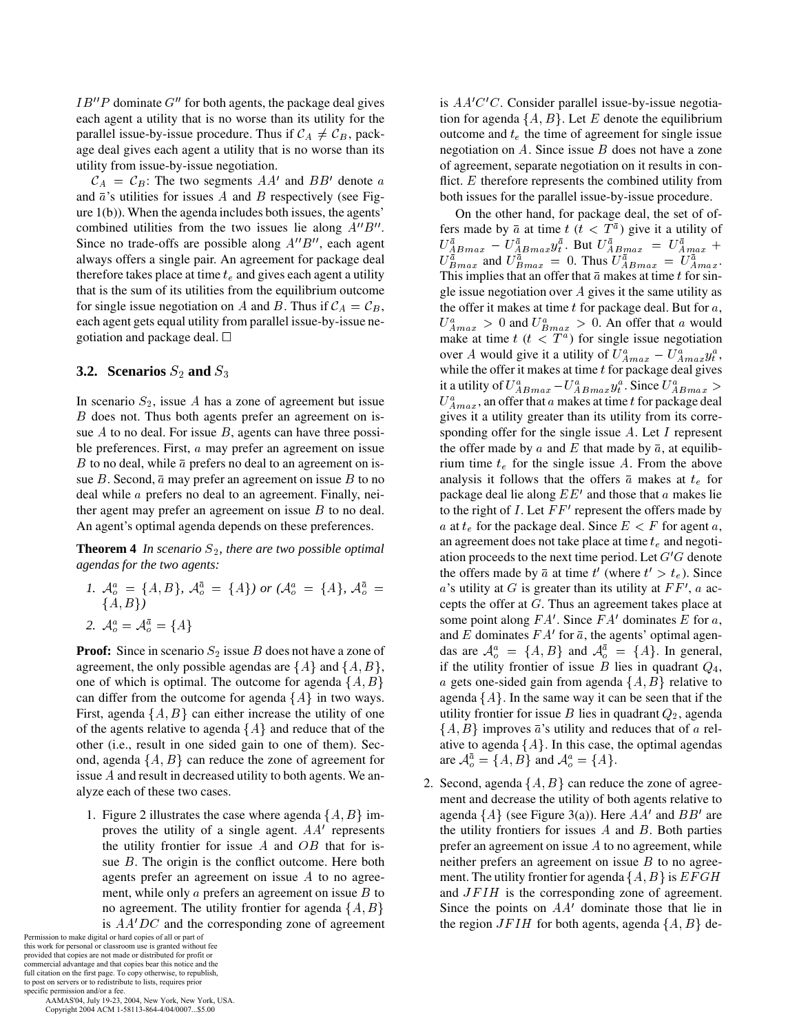$IB''P$ dominate $G''$ for both agents, the package deal gives each agent a utility that is no worse than its utility for the parallel issue-by-issue procedure. Thus if $\mathcal{C}_A \neq \mathcal{C}_B$, package deal gives each agent a utility that is no worse than its utility from issue-by-issue negotiation.

$\mathcal{C}_A = \mathcal{C}_B$: The two segments $AA'$ and $BB'$ denote $a$ and $\bar{a}$'s utilities for issues $A$ and $B$ respectively (see Figure 1(b)). When the agenda includes both issues, the agents' combined utilities from the two issues lie along $A''B''$. Since no trade-offs are possible along $A''B''$, each agent always offers a single pair. An agreement for package deal therefore takes place at time $t_e$ and gives each agent a utility that is the sum of its utilities from the equilibrium outcome for single issue negotiation on $A$ and $B$. Thus if $\mathcal{C}_A = \mathcal{C}_B$, each agent gets equal utility from parallel issue-by-issue negotiation and package deal. □

### 3.2. Scenarios $S_2$ and $S_3$

In scenario $S_2$, issue $A$ has a zone of agreement but issue $B$ does not. Thus both agents prefer an agreement on issue $A$ to no deal. For issue $B$, agents can have three possible preferences. First, $a$ may prefer an agreement on issue $B$ to no deal, while $\bar{a}$ prefers no deal to an agreement on issue $B$. Second, $\bar{a}$ may prefer an agreement on issue $B$ to no deal while $a$ prefers no deal to an agreement. Finally, neither agent may prefer an agreement on issue $B$ to no deal. An agent's optimal agenda depends on these preferences.

**Theorem 4** *In scenario $S_2$, there are two possible optimal agendas for the two agents:*

1. $\mathcal{A}_o^a = \{A, B\}$, $\mathcal{A}_o^{\bar{a}} = \{A\}$) or ($\mathcal{A}_o^a = \{A\}$, $\mathcal{A}_o^{\bar{a}} = \{A, B\}$)
2. $\mathcal{A}_o^a = \mathcal{A}_o^{\bar{a}} = \{A\}$

**Proof:** Since in scenario $S_2$ issue $B$ does not have a zone of agreement, the only possible agendas are $\{A\}$ and $\{A, B\}$, one of which is optimal. The outcome for agenda $\{A, B\}$ can differ from the outcome for agenda $\{A\}$ in two ways. First, agenda $\{A, B\}$ can either increase the utility of one of the agents relative to agenda $\{A\}$ and reduce that of the other (i.e., result in one sided gain to one of them). Second, agenda $\{A, B\}$ can reduce the zone of agreement for issue $A$ and result in decreased utility to both agents. We analyze each of these two cases.

1. Figure 2 illustrates the case where agenda $\{A, B\}$ improves the utility of a single agent. $AA'$ represents the utility frontier for issue $A$ and $OB$ that for issue $B$. The origin is the conflict outcome. Here both agents prefer an agreement on issue $A$ to no agreement, while only $a$ prefers an agreement on issue $B$ to no agreement. The utility frontier for agenda $\{A, B\}$ is $AA'DC$ and the corresponding zone of agreement is $AA'C'C$. Consider parallel issue-by-issue negotiation for agenda $\{A, B\}$. Let $E$ denote the equilibrium outcome and $t_e$ the time of agreement for single issue negotiation on $A$. Since issue $B$ does not have a zone of agreement, separate negotiation on it results in conflict. $E$ therefore represents the combined utility from both issues for the parallel issue-by-issue procedure.

   On the other hand, for package deal, the set of offers made by $\bar{a}$ at time $t$ ($t < T^{\bar{a}}$) give it a utility of $U^{\bar{a}}_{ABmax} - U^{\bar{a}}_{ABmax} y^{\bar{a}}_t$. But $U^{\bar{a}}_{ABmax} = U^{\bar{a}}_{Amax} + U^{\bar{a}}_{Bmax}$ and $U^{\bar{a}}_{Bmax} = 0$. Thus $U^{\bar{a}}_{ABmax} = U^{\bar{a}}_{Amax}$. This implies that an offer that $\bar{a}$ makes at time $t$ for single issue negotiation over $A$ gives it the same utility as the offer it makes at time $t$ for package deal. But for $a$, $U^a_{Amax} > 0$ and $U^a_{Bmax} > 0$. An offer that $a$ would make at time $t$ ($t < T^a$) for single issue negotiation over $A$ would give it a utility of $U^a_{Amax} - U^a_{Amax} y^a_t$, while the offer it makes at time $t$ for package deal gives it a utility of $U^a_{ABmax} - U^a_{ABmax} y^a_t$. Since $U^a_{ABmax} > U^a_{Amax}$, an offer that $a$ makes at time $t$ for package deal gives it a utility greater than its utility from its corresponding offer for the single issue $A$. Let $I$ represent the offer made by $a$ and $E$ that made by $\bar{a}$, at equilibrium time $t_e$ for the single issue $A$. From the above analysis it follows that the offers $\bar{a}$ makes at $t_e$ for package deal lie along $EE'$ and those that $a$ makes lie to the right of $I$. Let $FF'$ represent the offers made by $a$ at $t_e$ for the package deal. Since $E < F$ for agent $a$, an agreement does not take place at time $t_e$ and negotiation proceeds to the next time period. Let $G'G$ denote the offers made by $\bar{a}$ at time $t'$ (where $t' > t_e$). Since $a$'s utility at $G$ is greater than its utility at $FF'$, $a$ accepts the offer at $G$. Thus an agreement takes place at some point along $FA'$. Since $FA'$ dominates $E$ for $a$, and $E$ dominates $FA'$ for $\bar{a}$, the agents' optimal agendas are $\mathcal{A}_o^a = \{A, B\}$ and $\mathcal{A}_o^{\bar{a}} = \{A\}$. In general, if the utility frontier of issue $B$ lies in quadrant $Q_4$, $a$ gets one-sided gain from agenda $\{A, B\}$ relative to agenda $\{A\}$. In the same way it can be seen that if the utility frontier for issue $B$ lies in quadrant $Q_2$, agenda $\{A, B\}$ improves $\bar{a}$'s utility and reduces that of $a$ relative to agenda $\{A\}$. In this case, the optimal agendas are $\mathcal{A}_o^{\bar{a}} = \{A, B\}$ and $\mathcal{A}_o^a = \{A\}$.

2. Second, agenda $\{A, B\}$ can reduce the zone of agreement and decrease the utility of both agents relative to agenda $\{A\}$ (see Figure 3(a)). Here $AA'$ and $BB'$ are the utility frontiers for issues $A$ and $B$. Both parties prefer an agreement on issue $A$ to no agreement, while neither prefers an agreement on issue $B$ to no agreement. The utility frontier for agenda $\{A, B\}$ is $EFGH$ and $JFIH$ is the corresponding zone of agreement. Since the points on $AA'$ dominate those that lie in the region $JFIH$ for both agents, agenda $\{A, B\}$ de-

Permission to make digital or hard copies of all or part of this work for personal or classroom use is granted without fee provided that copies are not made or distributed for profit or commercial advantage and that copies bear this notice and the full citation on the first page. To copy otherwise, to republish, to post on servers or to redistribute to lists, requires prior specific permission and/or a fee.
AAMAS'04, July 19-23, 2004, New York, New York, USA.
Copyright 2004 ACM 1-58113-864-4/04/0007...$5.00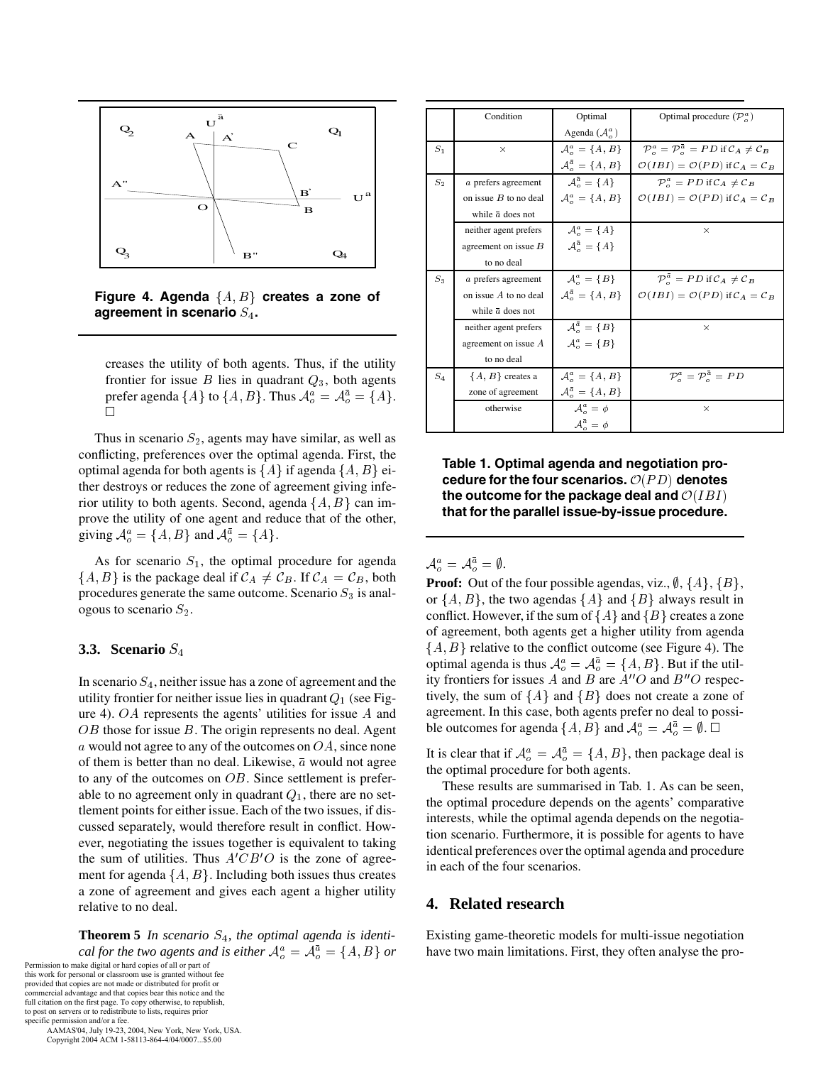Figure 4. Agenda $\{A, B\}$ creates a zone of agreement in scenario $S_4$.

creases the utility of both agents. Thus, if the utility frontier for issue $B$ lies in quadrant $Q_3$, both agents prefer agenda $\{A\}$ to $\{A, B\}$. Thus $\mathcal{A}_o^a = \mathcal{A}_o^{\bar{a}} = \{A\}$. □

Thus in scenario $S_2$, agents may have similar, as well as conflicting, preferences over the optimal agenda. First, the optimal agenda for both agents is $\{A\}$ if agenda $\{A, B\}$ either destroys or reduces the zone of agreement giving inferior utility to both agents. Second, agenda $\{A, B\}$ can improve the utility of one agent and reduce that of the other, giving $\mathcal{A}_o^a = \{A, B\}$ and $\mathcal{A}_o^{\bar{a}} = \{A\}$.

As for scenario $S_1$, the optimal procedure for agenda $\{A, B\}$ is the package deal if $\mathcal{C}_A \neq \mathcal{C}_B$. If $\mathcal{C}_A = \mathcal{C}_B$, both procedures generate the same outcome. Scenario $S_3$ is analogous to scenario $S_2$.

### 3.3. Scenario $S_4$

In scenario $S_4$, neither issue has a zone of agreement and the utility frontier for neither issue lies in quadrant $Q_1$ (see Figure 4). $OA$ represents the agents' utilities for issue $A$ and $OB$ those for issue $B$. The origin represents no deal. Agent $a$ would not agree to any of the outcomes on $OA$, since none of them is better than no deal. Likewise, $\bar{a}$ would not agree to any of the outcomes on $OB$. Since settlement is preferable to no agreement only in quadrant $Q_1$, there are no settlement points for either issue. Each of the two issues, if discussed separately, would therefore result in conflict. However, negotiating the issues together is equivalent to taking the sum of utilities. Thus $A'CB'O$ is the zone of agreement for agenda $\{A, B\}$. Including both issues thus creates a zone of agreement and gives each agent a higher utility relative to no deal.

**Theorem 5** *In scenario $S_4$, the optimal agenda is identical for the two agents and is either $\mathcal{A}_o^a = \mathcal{A}_o^{\bar{a}} = \{A, B\}$ or $\mathcal{A}_o^a = \mathcal{A}_o^{\bar{a}} = \emptyset$.*

**Proof:** Out of the four possible agendas, viz., $\emptyset$, $\{A\}$, $\{B\}$, or $\{A, B\}$, the two agendas $\{A\}$ and $\{B\}$ always result in conflict. However, if the sum of $\{A\}$ and $\{B\}$ creates a zone of agreement, both agents get a higher utility from agenda $\{A, B\}$ relative to the conflict outcome (see Figure 4). The optimal agenda is thus $\mathcal{A}_o^a = \mathcal{A}_o^{\bar{a}} = \{A, B\}$. But if the utility frontiers for issues $A$ and $B$ are $A''O$ and $B''O$ respectively, the sum of $\{A\}$ and $\{B\}$ does not create a zone of agreement. In this case, both agents prefer no deal to possible outcomes for agenda $\{A, B\}$ and $\mathcal{A}_o^a = \mathcal{A}_o^{\bar{a}} = \emptyset$. □

It is clear that if $\mathcal{A}_o^a = \mathcal{A}_o^{\bar{a}} = \{A, B\}$, then package deal is the optimal procedure for both agents.

These results are summarised in Tab. 1. As can be seen, the optimal procedure depends on the agents' comparative interests, while the optimal agenda depends on the negotiation scenario. Furthermore, it is possible for agents to have identical preferences over the optimal agenda and procedure in each of the four scenarios.

| | Condition | Optimal Agenda ($\mathcal{A}_o^a$) | Optimal procedure ($\mathcal{P}_o^a$) |
|---|---|---|---|
| $S_1$ | × | $\mathcal{A}_o^a = \{A, B\}$ $\mathcal{A}_o^{\bar{a}} = \{A, B\}$ | $\mathcal{P}_o^a = \mathcal{P}_o^{\bar{a}} = PD$ if $\mathcal{C}_A \neq \mathcal{C}_B$ $\mathcal{O}(IBI) = \mathcal{O}(PD)$ if $\mathcal{C}_A = \mathcal{C}_B$ |
| $S_2$ | $a$ prefers agreement on issue $B$ to no deal while $\bar{a}$ does not | $\mathcal{A}_o^{\bar{a}} = \{A\}$ $\mathcal{A}_o^a = \{A, B\}$ | $\mathcal{P}_o^a = PD$ if $\mathcal{C}_A \neq \mathcal{C}_B$ $\mathcal{O}(IBI) = \mathcal{O}(PD)$ if $\mathcal{C}_A = \mathcal{C}_B$ |
| | neither agent prefers agreement on issue $B$ to no deal | $\mathcal{A}_o^a = \{A\}$ $\mathcal{A}_o^{\bar{a}} = \{A\}$ | × |
| $S_3$ | $a$ prefers agreement on issue $A$ to no deal while $\bar{a}$ does not | $\mathcal{A}_o^a = \{B\}$ $\mathcal{A}_o^{\bar{a}} = \{A, B\}$ | $\mathcal{P}_o^{\bar{a}} = PD$ if $\mathcal{C}_A \neq \mathcal{C}_B$ $\mathcal{O}(IBI) = \mathcal{O}(PD)$ if $\mathcal{C}_A = \mathcal{C}_B$ |
| | neither agent prefers agreement on issue $A$ to no deal | $\mathcal{A}_o^{\bar{a}} = \{B\}$ $\mathcal{A}_o^a = \{B\}$ | × |
| $S_4$ | $\{A, B\}$ creates a zone of agreement | $\mathcal{A}_o^a = \{A, B\}$ $\mathcal{A}_o^{\bar{a}} = \{A, B\}$ | $\mathcal{P}_o^a = \mathcal{P}_o^{\bar{a}} = PD$ |
| | otherwise | $\mathcal{A}_o^a = \phi$ $\mathcal{A}_o^{\bar{a}} = \phi$ | × |

**Table 1. Optimal agenda and negotiation procedure for the four scenarios. $\mathcal{O}(PD)$ denotes the outcome for the package deal and $\mathcal{O}(IBI)$ that for the parallel issue-by-issue procedure.**

## 4. Related research

Existing game-theoretic models for multi-issue negotiation have two main limitations. First, they often analyse the pro-

Permission to make digital or hard copies of all or part of this work for personal or classroom use is granted without fee provided that copies are not made or distributed for profit or commercial advantage and that copies bear this notice and the full citation on the first page. To copy otherwise, to republish, to post on servers or to redistribute to lists, requires prior specific permission and/or a fee.
AAMAS'04, July 19-23, 2004, New York, New York, USA.
Copyright 2004 ACM 1-58113-864-4/04/0007...$5.00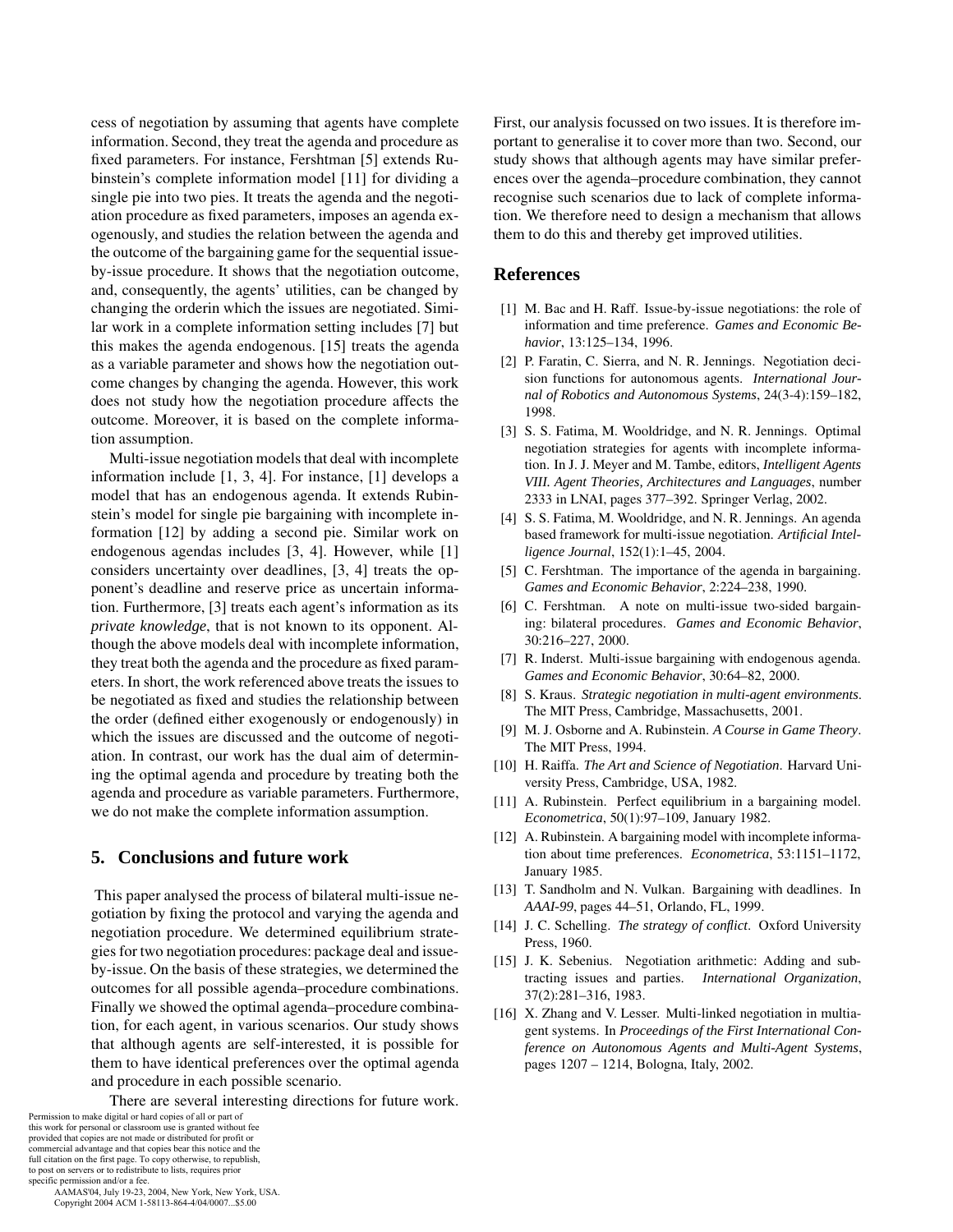cess of negotiation by assuming that agents have complete information. Second, they treat the agenda and procedure as fixed parameters. For instance, Fershtman [5] extends Rubinstein's complete information model [11] for dividing a single pie into two pies. It treats the agenda and the negotiation procedure as fixed parameters, imposes an agenda exogenously, and studies the relation between the agenda and the outcome of the bargaining game for the sequential issue-by-issue procedure. It shows that the negotiation outcome, and, consequently, the agents' utilities, can be changed by changing the orderin which the issues are negotiated. Similar work in a complete information setting includes [7] but this makes the agenda endogenous. [15] treats the agenda as a variable parameter and shows how the negotiation outcome changes by changing the agenda. However, this work does not study how the negotiation procedure affects the outcome. Moreover, it is based on the complete information assumption.

Multi-issue negotiation models that deal with incomplete information include [1, 3, 4]. For instance, [1] develops a model that has an endogenous agenda. It extends Rubinstein's model for single pie bargaining with incomplete information [12] by adding a second pie. Similar work on endogenous agendas includes [3, 4]. However, while [1] considers uncertainty over deadlines, [3, 4] treats the opponent's deadline and reserve price as uncertain information. Furthermore, [3] treats each agent's information as its *private knowledge*, that is not known to its opponent. Although the above models deal with incomplete information, they treat both the agenda and the procedure as fixed parameters. In short, the work referenced above treats the issues to be negotiated as fixed and studies the relationship between the order (defined either exogenously or endogenously) in which the issues are discussed and the outcome of negotiation. In contrast, our work has the dual aim of determining the optimal agenda and procedure by treating both the agenda and procedure as variable parameters. Furthermore, we do not make the complete information assumption.

## 5. Conclusions and future work

This paper analysed the process of bilateral multi-issue negotiation by fixing the protocol and varying the agenda and negotiation procedure. We determined equilibrium strategies for two negotiation procedures: package deal and issue-by-issue. On the basis of these strategies, we determined the outcomes for all possible agenda–procedure combinations. Finally we showed the optimal agenda–procedure combination, for each agent, in various scenarios. Our study shows that although agents are self-interested, it is possible for them to have identical preferences over the optimal agenda and procedure in each possible scenario.

There are several interesting directions for future work. First, our analysis focussed on two issues. It is therefore important to generalise it to cover more than two. Second, our study shows that although agents may have similar preferences over the agenda–procedure combination, they cannot recognise such scenarios due to lack of complete information. We therefore need to design a mechanism that allows them to do this and thereby get improved utilities.

## References

[1] M. Bac and H. Raff. Issue-by-issue negotiations: the role of information and time preference. *Games and Economic Behavior*, 13:125–134, 1996.

[2] P. Faratin, C. Sierra, and N. R. Jennings. Negotiation decision functions for autonomous agents. *International Journal of Robotics and Autonomous Systems*, 24(3-4):159–182, 1998.

[3] S. S. Fatima, M. Wooldridge, and N. R. Jennings. Optimal negotiation strategies for agents with incomplete information. In J. J. Meyer and M. Tambe, editors, *Intelligent Agents VIII. Agent Theories, Architectures and Languages*, number 2333 in LNAI, pages 377–392. Springer Verlag, 2002.

[4] S. S. Fatima, M. Wooldridge, and N. R. Jennings. An agenda based framework for multi-issue negotiation. *Artificial Intelligence Journal*, 152(1):1–45, 2004.

[5] C. Fershtman. The importance of the agenda in bargaining. *Games and Economic Behavior*, 2:224–238, 1990.

[6] C. Fershtman. A note on multi-issue two-sided bargaining: bilateral procedures. *Games and Economic Behavior*, 30:216–227, 2000.

[7] R. Inderst. Multi-issue bargaining with endogenous agenda. *Games and Economic Behavior*, 30:64–82, 2000.

[8] S. Kraus. *Strategic negotiation in multi-agent environments*. The MIT Press, Cambridge, Massachusetts, 2001.

[9] M. J. Osborne and A. Rubinstein. *A Course in Game Theory*. The MIT Press, 1994.

[10] H. Raiffa. *The Art and Science of Negotiation*. Harvard University Press, Cambridge, USA, 1982.

[11] A. Rubinstein. Perfect equilibrium in a bargaining model. *Econometrica*, 50(1):97–109, January 1982.

[12] A. Rubinstein. A bargaining model with incomplete information about time preferences. *Econometrica*, 53:1151–1172, January 1985.

[13] T. Sandholm and N. Vulkan. Bargaining with deadlines. In *AAAI-99*, pages 44–51, Orlando, FL, 1999.

[14] J. C. Schelling. *The strategy of conflict*. Oxford University Press, 1960.

[15] J. K. Sebenius. Negotiation arithmetic: Adding and subtracting issues and parties. *International Organization*, 37(2):281–316, 1983.

[16] X. Zhang and V. Lesser. Multi-linked negotiation in multiagent systems. In *Proceedings of the First International Conference on Autonomous Agents and Multi-Agent Systems*, pages 1207 – 1214, Bologna, Italy, 2002.

Permission to make digital or hard copies of all or part of this work for personal or classroom use is granted without fee provided that copies are not made or distributed for profit or commercial advantage and that copies bear this notice and the full citation on the first page. To copy otherwise, to republish, to post on servers or to redistribute to lists, requires prior specific permission and/or a fee.
AAMAS'04, July 19-23, 2004, New York, New York, USA.
Copyright 2004 ACM 1-58113-864-4/04/0007...$5.00